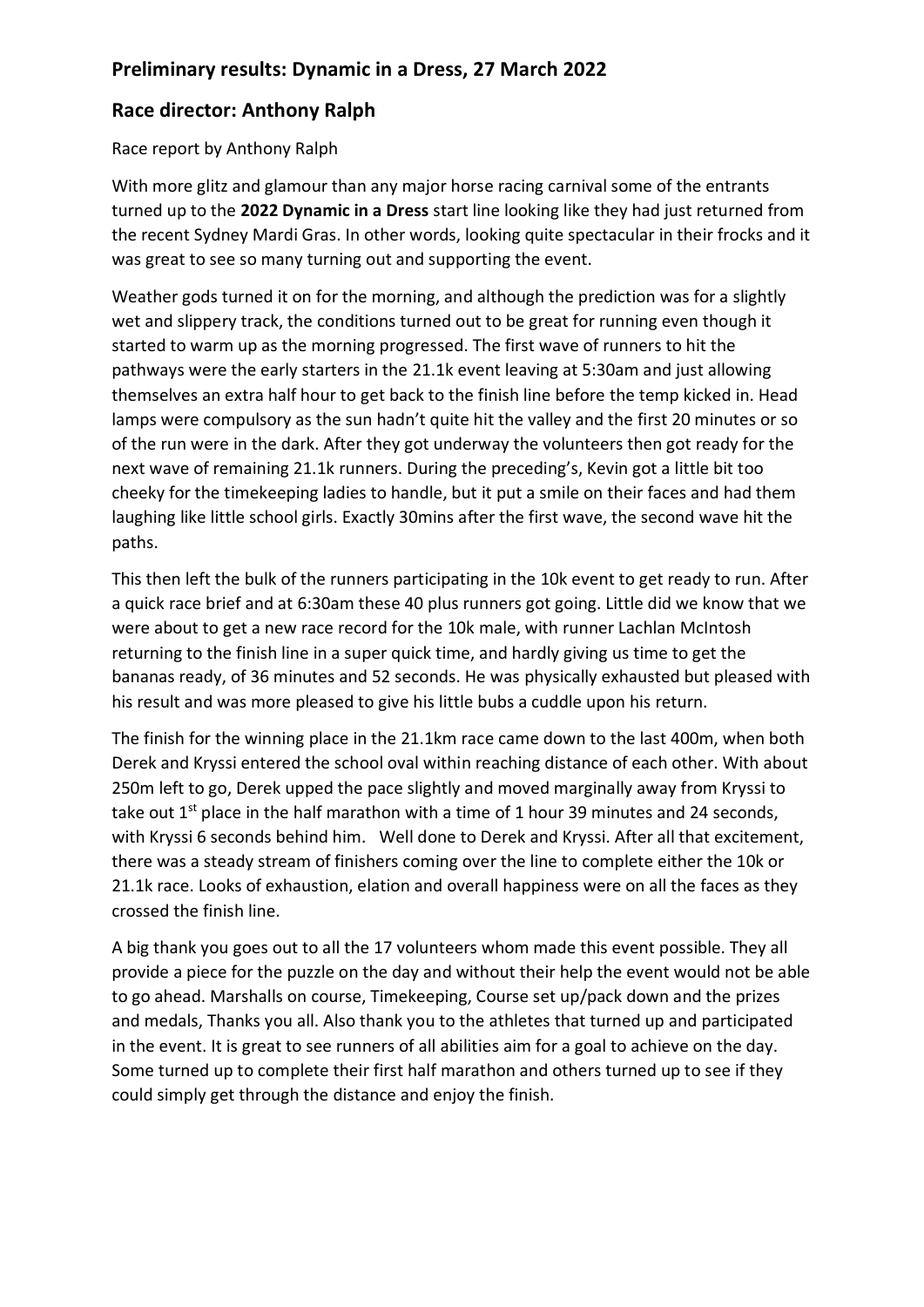## Preliminary results: Dynamic in a Dress, 27 March 2022

## Race director: Anthony Ralph

Race report by Anthony Ralph

With more glitz and glamour than any major horse racing carnival some of the entrants turned up to the **2022 Dynamic in a Dress** start line looking like they had just returned from the recent Sydney Mardi Gras. In other words, looking quite spectacular in their frocks and it was great to see so many turning out and supporting the event.

Weather gods turned it on for the morning, and although the prediction was for a slightly wet and slippery track, the conditions turned out to be great for running even though it started to warm up as the morning progressed. The first wave of runners to hit the pathways were the early starters in the 21.1k event leaving at 5:30am and just allowing themselves an extra half hour to get back to the finish line before the temp kicked in. Head lamps were compulsory as the sun hadn't quite hit the valley and the first 20 minutes or so of the run were in the dark. After they got underway the volunteers then got ready for the next wave of remaining 21.1k runners. During the preceding's, Kevin got a little bit too cheeky for the timekeeping ladies to handle, but it put a smile on their faces and had them laughing like little school girls. Exactly 30mins after the first wave, the second wave hit the paths.

This then left the bulk of the runners participating in the 10k event to get ready to run. After a quick race brief and at 6:30am these 40 plus runners got going. Little did we know that we were about to get a new race record for the 10k male, with runner Lachlan McIntosh returning to the finish line in a super quick time, and hardly giving us time to get the bananas ready, of 36 minutes and 52 seconds. He was physically exhausted but pleased with his result and was more pleased to give his little bubs a cuddle upon his return.

The finish for the winning place in the 21.1km race came down to the last 400m, when both Derek and Kryssi entered the school oval within reaching distance of each other. With about 250m left to go, Derek upped the pace slightly and moved marginally away from Kryssi to take out 1st place in the half marathon with a time of 1 hour 39 minutes and 24 seconds, with Kryssi 6 seconds behind him. Well done to Derek and Kryssi. After all that excitement, there was a steady stream of finishers coming over the line to complete either the 10k or 21.1k race. Looks of exhaustion, elation and overall happiness were on all the faces as they crossed the finish line.

A big thank you goes out to all the 17 volunteers whom made this event possible. They all provide a piece for the puzzle on the day and without their help the event would not be able to go ahead. Marshalls on course, Timekeeping, Course set up/pack down and the prizes and medals, Thanks you all. Also thank you to the athletes that turned up and participated in the event. It is great to see runners of all abilities aim for a goal to achieve on the day. Some turned up to complete their first half marathon and others turned up to see if they could simply get through the distance and enjoy the finish.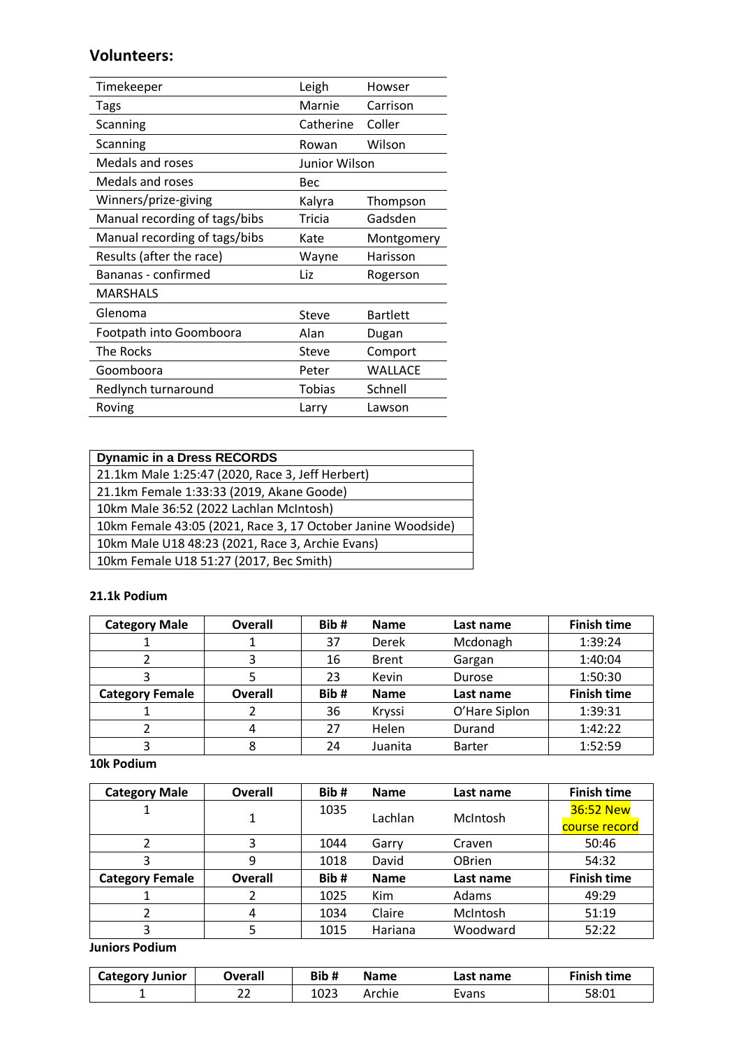## Volunteers:

| | | |
|---|---|---|
| Timekeeper | Leigh | Howser |
| Tags | Marnie | Carrison |
| Scanning | Catherine | Coller |
| Scanning | Rowan | Wilson |
| Medals and roses | Junior Wilson | |
| Medals and roses | Bec | |
| Winners/prize-giving | Kalyra | Thompson |
| Manual recording of tags/bibs | Tricia | Gadsden |
| Manual recording of tags/bibs | Kate | Montgomery |
| Results (after the race) | Wayne | Harisson |
| Bananas - confirmed | Liz | Rogerson |
| MARSHALS | | |
| Glenoma | Steve | Bartlett |
| Footpath into Goomboora | Alan | Dugan |
| The Rocks | Steve | Comport |
| Goomboora | Peter | WALLACE |
| Redlynch turnaround | Tobias | Schnell |
| Roving | Larry | Lawson |

| **Dynamic in a Dress RECORDS** |
|---|
| 21.1km Male 1:25:47 (2020, Race 3, Jeff Herbert) |
| 21.1km Female 1:33:33 (2019, Akane Goode) |
| 10km Male 36:52 (2022 Lachlan McIntosh) |
| 10km Female 43:05 (2021, Race 3, 17 October Janine Woodside) |
| 10km Male U18 48:23 (2021, Race 3, Archie Evans) |
| 10km Female U18 51:27 (2017, Bec Smith) |

**21.1k Podium**

| Category Male | Overall | Bib # | Name | Last name | Finish time |
|---|---|---|---|---|---|
| 1 | 1 | 37 | Derek | Mcdonagh | 1:39:24 |
| 2 | 3 | 16 | Brent | Gargan | 1:40:04 |
| 3 | 5 | 23 | Kevin | Durose | 1:50:30 |
| **Category Female** | **Overall** | **Bib #** | **Name** | **Last name** | **Finish time** |
| 1 | 2 | 36 | Kryssi | O'Hare Siplon | 1:39:31 |
| 2 | 4 | 27 | Helen | Durand | 1:42:22 |
| 3 | 8 | 24 | Juanita | Barter | 1:52:59 |

**10k Podium**

| Category Male | Overall | Bib # | Name | Last name | Finish time |
|---|---|---|---|---|---|
| 1 | 1 | 1035 | Lachlan | McIntosh | 36:52 New course record |
| 2 | 3 | 1044 | Garry | Craven | 50:46 |
| 3 | 9 | 1018 | David | OBrien | 54:32 |
| **Category Female** | **Overall** | **Bib #** | **Name** | **Last name** | **Finish time** |
| 1 | 2 | 1025 | Kim | Adams | 49:29 |
| 2 | 4 | 1034 | Claire | McIntosh | 51:19 |
| 3 | 5 | 1015 | Hariana | Woodward | 52:22 |

**Juniors Podium**

| Category Junior | Overall | Bib # | Name | Last name | Finish time |
|---|---|---|---|---|---|
| 1 | 22 | 1023 | Archie | Evans | 58:01 |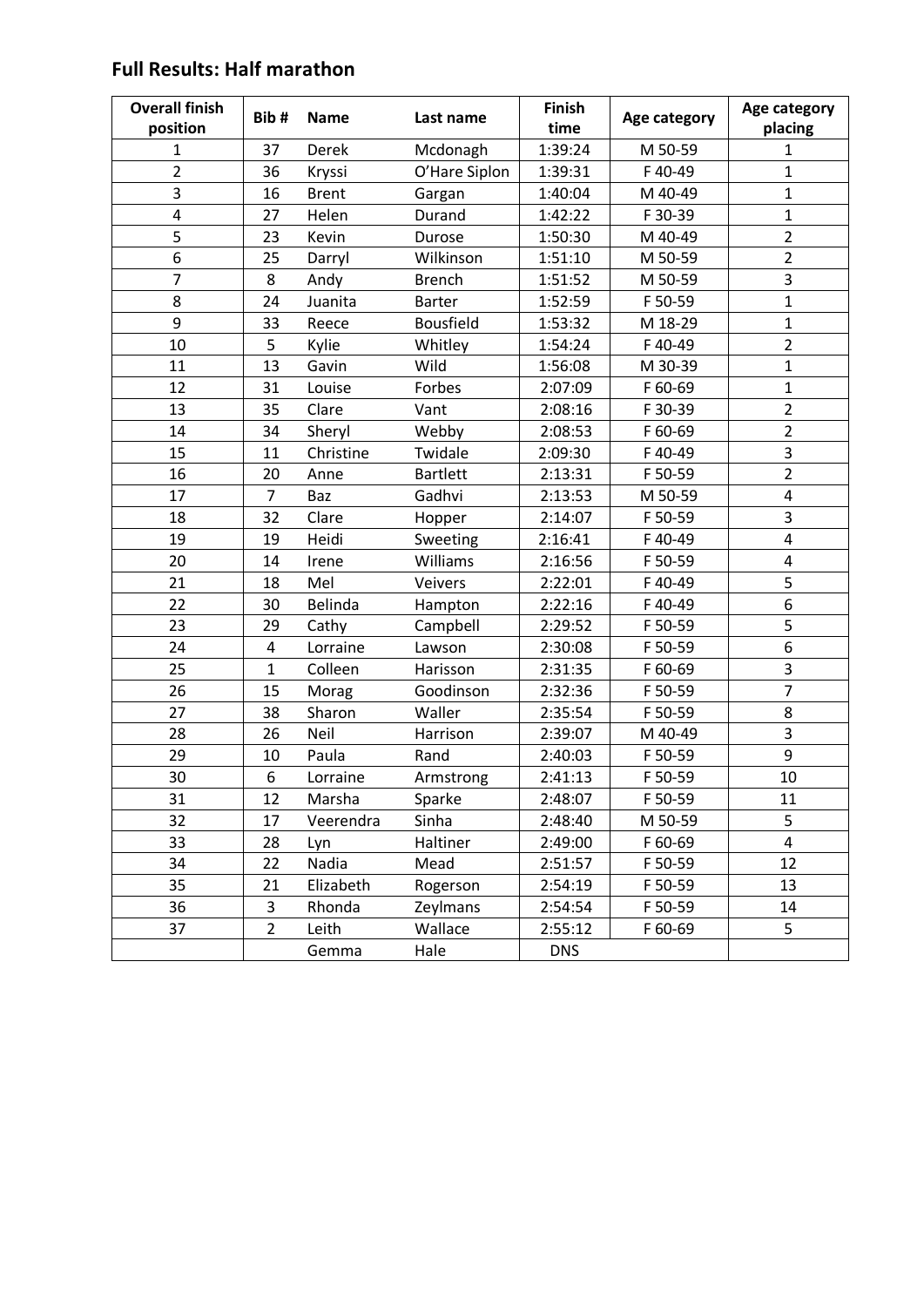## Full Results: Half marathon

| Overall finish position | Bib # | Name | Last name | Finish time | Age category | Age category placing |
|---|---|---|---|---|---|---|
| 1 | 37 | Derek | Mcdonagh | 1:39:24 | M 50-59 | 1 |
| 2 | 36 | Kryssi | O'Hare Siplon | 1:39:31 | F 40-49 | 1 |
| 3 | 16 | Brent | Gargan | 1:40:04 | M 40-49 | 1 |
| 4 | 27 | Helen | Durand | 1:42:22 | F 30-39 | 1 |
| 5 | 23 | Kevin | Durose | 1:50:30 | M 40-49 | 2 |
| 6 | 25 | Darryl | Wilkinson | 1:51:10 | M 50-59 | 2 |
| 7 | 8 | Andy | Brench | 1:51:52 | M 50-59 | 3 |
| 8 | 24 | Juanita | Barter | 1:52:59 | F 50-59 | 1 |
| 9 | 33 | Reece | Bousfield | 1:53:32 | M 18-29 | 1 |
| 10 | 5 | Kylie | Whitley | 1:54:24 | F 40-49 | 2 |
| 11 | 13 | Gavin | Wild | 1:56:08 | M 30-39 | 1 |
| 12 | 31 | Louise | Forbes | 2:07:09 | F 60-69 | 1 |
| 13 | 35 | Clare | Vant | 2:08:16 | F 30-39 | 2 |
| 14 | 34 | Sheryl | Webby | 2:08:53 | F 60-69 | 2 |
| 15 | 11 | Christine | Twidale | 2:09:30 | F 40-49 | 3 |
| 16 | 20 | Anne | Bartlett | 2:13:31 | F 50-59 | 2 |
| 17 | 7 | Baz | Gadhvi | 2:13:53 | M 50-59 | 4 |
| 18 | 32 | Clare | Hopper | 2:14:07 | F 50-59 | 3 |
| 19 | 19 | Heidi | Sweeting | 2:16:41 | F 40-49 | 4 |
| 20 | 14 | Irene | Williams | 2:16:56 | F 50-59 | 4 |
| 21 | 18 | Mel | Veivers | 2:22:01 | F 40-49 | 5 |
| 22 | 30 | Belinda | Hampton | 2:22:16 | F 40-49 | 6 |
| 23 | 29 | Cathy | Campbell | 2:29:52 | F 50-59 | 5 |
| 24 | 4 | Lorraine | Lawson | 2:30:08 | F 50-59 | 6 |
| 25 | 1 | Colleen | Harisson | 2:31:35 | F 60-69 | 3 |
| 26 | 15 | Morag | Goodinson | 2:32:36 | F 50-59 | 7 |
| 27 | 38 | Sharon | Waller | 2:35:54 | F 50-59 | 8 |
| 28 | 26 | Neil | Harrison | 2:39:07 | M 40-49 | 3 |
| 29 | 10 | Paula | Rand | 2:40:03 | F 50-59 | 9 |
| 30 | 6 | Lorraine | Armstrong | 2:41:13 | F 50-59 | 10 |
| 31 | 12 | Marsha | Sparke | 2:48:07 | F 50-59 | 11 |
| 32 | 17 | Veerendra | Sinha | 2:48:40 | M 50-59 | 5 |
| 33 | 28 | Lyn | Haltiner | 2:49:00 | F 60-69 | 4 |
| 34 | 22 | Nadia | Mead | 2:51:57 | F 50-59 | 12 |
| 35 | 21 | Elizabeth | Rogerson | 2:54:19 | F 50-59 | 13 |
| 36 | 3 | Rhonda | Zeylmans | 2:54:54 | F 50-59 | 14 |
| 37 | 2 | Leith | Wallace | 2:55:12 | F 60-69 | 5 |
| | | Gemma | Hale | DNS | | |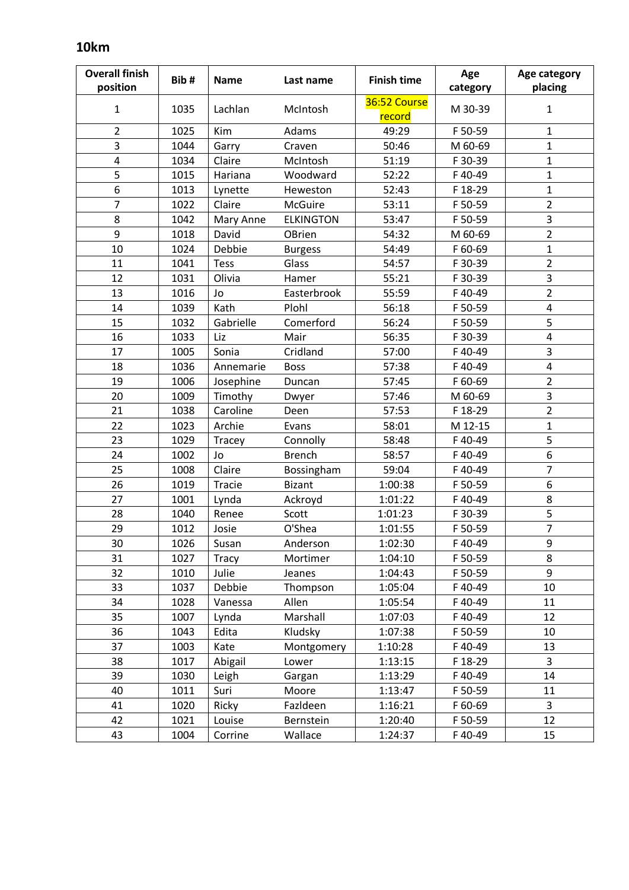## 10km

| Overall finish position | Bib # | Name | Last name | Finish time | Age category | Age category placing |
|---|---|---|---|---|---|---|
| 1 | 1035 | Lachlan | McIntosh | 36:52 Course record | M 30-39 | 1 |
| 2 | 1025 | Kim | Adams | 49:29 | F 50-59 | 1 |
| 3 | 1044 | Garry | Craven | 50:46 | M 60-69 | 1 |
| 4 | 1034 | Claire | McIntosh | 51:19 | F 30-39 | 1 |
| 5 | 1015 | Hariana | Woodward | 52:22 | F 40-49 | 1 |
| 6 | 1013 | Lynette | Heweston | 52:43 | F 18-29 | 1 |
| 7 | 1022 | Claire | McGuire | 53:11 | F 50-59 | 2 |
| 8 | 1042 | Mary Anne | ELKINGTON | 53:47 | F 50-59 | 3 |
| 9 | 1018 | David | OBrien | 54:32 | M 60-69 | 2 |
| 10 | 1024 | Debbie | Burgess | 54:49 | F 60-69 | 1 |
| 11 | 1041 | Tess | Glass | 54:57 | F 30-39 | 2 |
| 12 | 1031 | Olivia | Hamer | 55:21 | F 30-39 | 3 |
| 13 | 1016 | Jo | Easterbrook | 55:59 | F 40-49 | 2 |
| 14 | 1039 | Kath | Plohl | 56:18 | F 50-59 | 4 |
| 15 | 1032 | Gabrielle | Comerford | 56:24 | F 50-59 | 5 |
| 16 | 1033 | Liz | Mair | 56:35 | F 30-39 | 4 |
| 17 | 1005 | Sonia | Cridland | 57:00 | F 40-49 | 3 |
| 18 | 1036 | Annemarie | Boss | 57:38 | F 40-49 | 4 |
| 19 | 1006 | Josephine | Duncan | 57:45 | F 60-69 | 2 |
| 20 | 1009 | Timothy | Dwyer | 57:46 | M 60-69 | 3 |
| 21 | 1038 | Caroline | Deen | 57:53 | F 18-29 | 2 |
| 22 | 1023 | Archie | Evans | 58:01 | M 12-15 | 1 |
| 23 | 1029 | Tracey | Connolly | 58:48 | F 40-49 | 5 |
| 24 | 1002 | Jo | Brench | 58:57 | F 40-49 | 6 |
| 25 | 1008 | Claire | Bossingham | 59:04 | F 40-49 | 7 |
| 26 | 1019 | Tracie | Bizant | 1:00:38 | F 50-59 | 6 |
| 27 | 1001 | Lynda | Ackroyd | 1:01:22 | F 40-49 | 8 |
| 28 | 1040 | Renee | Scott | 1:01:23 | F 30-39 | 5 |
| 29 | 1012 | Josie | O'Shea | 1:01:55 | F 50-59 | 7 |
| 30 | 1026 | Susan | Anderson | 1:02:30 | F 40-49 | 9 |
| 31 | 1027 | Tracy | Mortimer | 1:04:10 | F 50-59 | 8 |
| 32 | 1010 | Julie | Jeanes | 1:04:43 | F 50-59 | 9 |
| 33 | 1037 | Debbie | Thompson | 1:05:04 | F 40-49 | 10 |
| 34 | 1028 | Vanessa | Allen | 1:05:54 | F 40-49 | 11 |
| 35 | 1007 | Lynda | Marshall | 1:07:03 | F 40-49 | 12 |
| 36 | 1043 | Edita | Kludsky | 1:07:38 | F 50-59 | 10 |
| 37 | 1003 | Kate | Montgomery | 1:10:28 | F 40-49 | 13 |
| 38 | 1017 | Abigail | Lower | 1:13:15 | F 18-29 | 3 |
| 39 | 1030 | Leigh | Gargan | 1:13:29 | F 40-49 | 14 |
| 40 | 1011 | Suri | Moore | 1:13:47 | F 50-59 | 11 |
| 41 | 1020 | Ricky | Fazldeen | 1:16:21 | F 60-69 | 3 |
| 42 | 1021 | Louise | Bernstein | 1:20:40 | F 50-59 | 12 |
| 43 | 1004 | Corrine | Wallace | 1:24:37 | F 40-49 | 15 |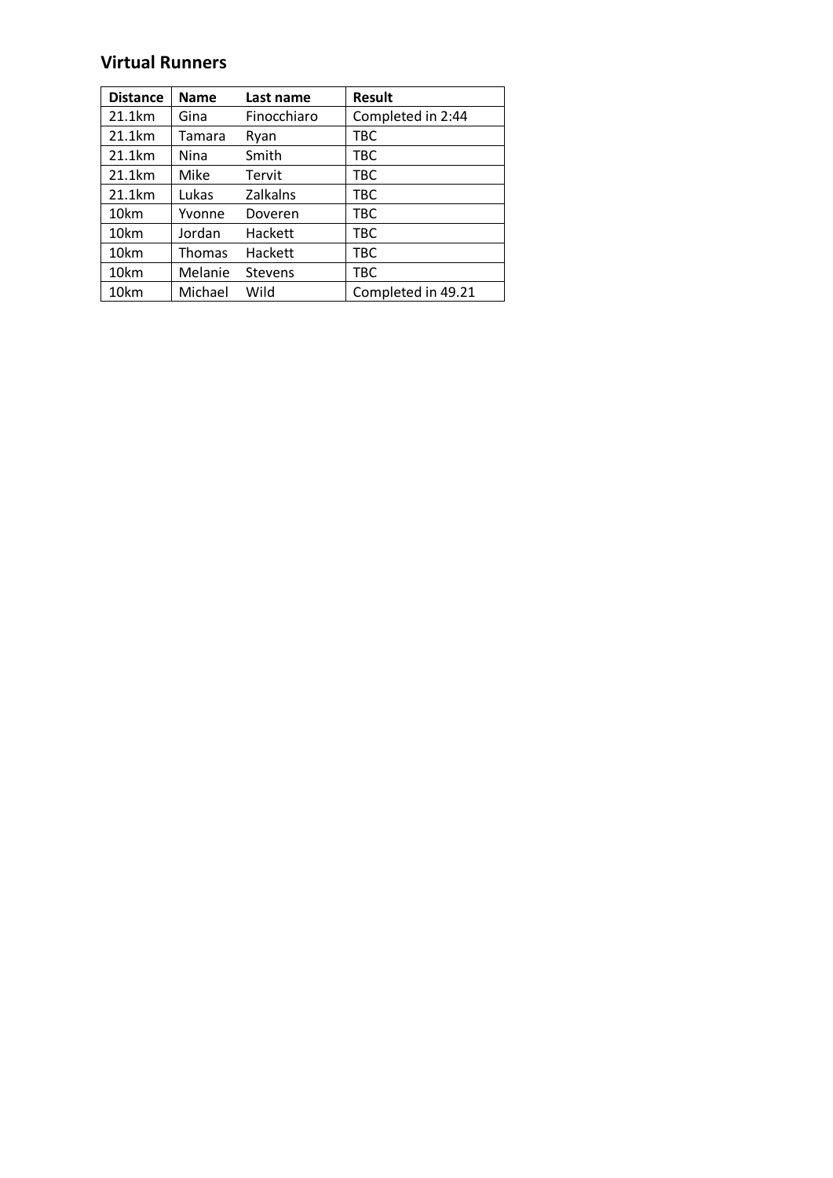### Virtual Runners

| Distance | Name | Last name | Result |
|---|---|---|---|
| 21.1km | Gina | Finocchiaro | Completed in 2:44 |
| 21.1km | Tamara | Ryan | TBC |
| 21.1km | Nina | Smith | TBC |
| 21.1km | Mike | Tervit | TBC |
| 21.1km | Lukas | Zalkalns | TBC |
| 10km | Yvonne | Doveren | TBC |
| 10km | Jordan | Hackett | TBC |
| 10km | Thomas | Hackett | TBC |
| 10km | Melanie | Stevens | TBC |
| 10km | Michael | Wild | Completed in 49.21 |